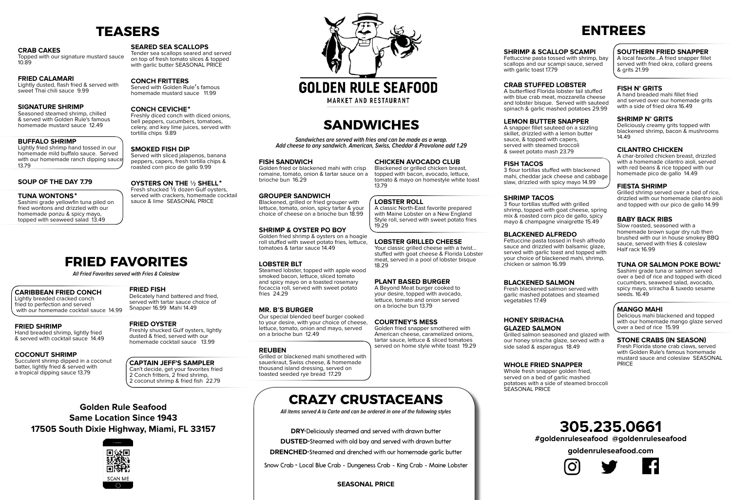# TEASERS

**CRAB CAKES**
Topped with our signature mustard sauce 10.89

**FRIED CALAMARI**
Lightly dusted, flash fried & served with sweet Thai chili sauce 9.99

**SIGNATURE SHRIMP**
Seasoned steamed shrimp, chilled & served with Golden Rule's famous homemade mustard sauce 12.49

**BUFFALO SHRIMP**
Lightly fried shrimp hand tossed in our homemade mild buffalo sauce. Served with our homemade ranch dipping sauce 13.79

**SOUP OF THE DAY 7.79**

**TUNA WONTONS***
Sashimi grade yellowfin tuna piled on fried wontons and drizzled with our homemade ponzu & spicy mayo, topped with seaweed salad 13.49

**SEARED SEA SCALLOPS**
Tender sea scallops seared and served on top of fresh tomato slices & topped with garlic butter SEASONAL PRICE

**CONCH FRITTERS**
Served with Golden Rule's famous homemade mustard sauce 11.99

**CONCH CEVICHE***
Freshly diced conch with diced onions, bell peppers, cucumbers, tomatoes, celery, and key lime juices, served with tortilla chips 9.89

**SMOKED FISH DIP**
Served with sliced jalapenos, banana peppers, capers, fresh tortilla chips & roasted corn pico de gallo 9.99

**OYSTERS ON THE ½ SHELL***
Fresh shucked ½ dozen Gulf oysters, served with crackers, homemade cocktail sauce & lime SEASONAL PRICE

# FRIED FAVORITES

*All Fried Favorites served with Fries & Coleslaw*

**CARIBBEAN FRIED CONCH**
Lightly breaded cracked conch fried to perfection and served with our homemade cocktail sauce 14.99

**FRIED SHRIMP**
Hand breaded shrimp, lightly fried & served with cocktail sauce 14.49

**COCONUT SHRIMP**
Succulent shrimp dipped in a coconut batter, lightly fried & served with a tropical dipping sauce 13.79

**FRIED FISH**
Delicately hand battered and fried, served with tartar sauce choice of Snapper 16.99 Mahi 14.49

**FRIED OYSTER**
Freshly shucked Gulf oysters, lightly dusted & fried, served with our homemade cocktail sauce 13.99

**CAPTAIN JEFF'S SAMPLER**
Can't decide, get your favorites fried 2 Conch fritters, 2 fried shrimp, 2 coconut shrimp & fried fish 22.79

**Golden Rule Seafood**
**Same Location Since 1943**
**17505 South Dixie Highway, Miami, FL 33157**

SCAN ME

GOLDEN RULE SEAFOOD
MARKET AND RESTAURANT

# SANDWICHES

*Sandwiches are served with fries and can be made as a wrap.*
*Add cheese to any sandwich. American, Swiss, Cheddar & Provolone add 1.29*

**FISH SANDWICH**
Golden fried or blackened mahi with crisp romaine, tomato, onion & tartar sauce on a brioche bun 16.29

**GROUPER SANDWICH**
Blackened, grilled or fried grouper with lettuce, tomato, onion, spicy tartar & your choice of cheese on a brioche bun 18.99

**SHRIMP & OYSTER PO BOY**
Golden fried shrimp & oysters on a hoagie roll stuffed with sweet potato fries, lettuce, tomatoes & tartar sauce 14.49

**LOBSTER BLT**
Steamed lobster, topped with apple wood smoked bacon, lettuce, sliced tomato and spicy mayo on a toasted rosemary focaccia roll, served with sweet potato fries 24.29

**MR. B'S BURGER**
Our special blended beef burger cooked to your desire, with your choice of cheese, lettuce, tomato, onion and mayo, served on a brioche bun 12.49

**REUBEN**
Grilled or blackened mahi smothered with sauerkraut, Swiss cheese, & homemade thousand island dressing, served on toasted seeded rye bread 17.29

**CHICKEN AVOCADO CLUB**
Blackened or grilled chicken breast, topped with bacon, avocado, lettuce, tomato & mayo on homestyle white toast 13.79

**LOBSTER ROLL**
A classic North-East favorite prepared with Maine Lobster on a New England Style roll, served with sweet potato fries 19.29

**LOBSTER GRILLED CHEESE**
Your classic grilled cheese with a twist... stuffed with goat cheese & Florida Lobster meat, served in a pool of lobster bisque 18.29

**PLANT BASED BURGER**
A Beyond Meat burger cooked to your desire, topped with avocado, lettuce, tomato and onion served on a brioche bun 13.79

**COURTNEY'S MESS**
Golden fried snapper smothered with American cheese, caramelized onions, tartar sauce, lettuce & sliced tomatoes served on home style white toast 19.29

# CRAZY CRUSTACEANS

*All items served A la Carte and can be ordered in one of the following styles*

**DRY**-Deliciously steamed and served with drawn butter
**DUSTED**-Steamed with old bay and served with drawn butter
**DRENCHED**-Steamed and drenched with our homemade garlic butter

Snow Crab - Local Blue Crab - Dungeness Crab - King Crab - Maine Lobster

**SEASONAL PRICE**

# ENTREES

**SHRIMP & SCALLOP SCAMPI**
Fettuccine pasta tossed with shrimp, bay scallops and our scampi sauce, served with garlic toast 17.79

**CRAB STUFFED LOBSTER**
A butterflied Florida lobster tail stuffed with blue crab meat, mozzarella cheese and lobster bisque. Served with sauteed spinach & garlic mashed potatoes 29.99

**LEMON BUTTER SNAPPER**
A snapper fillet sauteed on a sizzling skillet, drizzled with a lemon butter sauce, & topped with capers, served with steamed broccoli & sweet potato mash 23.79

**FISH TACOS**
3 flour tortillas stuffed with blackened mahi, cheddar jack cheese and cabbage slaw, drizzled with spicy mayo 14.99

**SHRIMP TACOS**
3 flour tortillas stuffed with grilled shrimp, topped with goat cheese, spring mix & roasted corn pico de gallo, spicy mayo & champagne vinaigrette 15.49

**BLACKENED ALFREDO**
Fettuccine pasta tossed in fresh alfredo sauce and drizzled with balsamic glaze, served with garlic toast and topped with your choice of blackened mahi, shrimp, chicken or salmon 16.99

**BLACKENED SALMON**
Fresh blackened salmon served with garlic mashed potatoes and steamed vegetables 17.49

**HONEY SRIRACHA GLAZED SALMON**
Grilled salmon seasoned and glazed with our honey sriracha glaze, served with a side salad & asparagus 18.49

**WHOLE FRIED SNAPPER**
Whole fresh snapper golden fried, served on a bed of garlic mashed potatoes with a side of steamed broccoli SEASONAL PRICE

**SOUTHERN FRIED SNAPPER**
A local favorite...A fried snapper fillet served with fried okra, collard greens & grits 21.99

**FISH N' GRITS**
A hand breaded mahi fillet fried and served over our homemade grits with a side of fried okra 16.49

**SHRIMP N' GRITS**
Deliciously creamy grits topped with blackened shrimp, bacon & mushrooms 14.49

**CILANTRO CHICKEN**
A char-broiled chicken breast, drizzled with a homemade cilantro aioli, served with red beans & rice topped with our homemade pico de gallo 14.49

**FIESTA SHRIMP**
Grilled shrimp served over a bed of rice, drizzled with our homemade cilantro aioli and topped with our pico de gallo 14.99

**BABY BACK RIBS**
Slow roasted, seasoned with a homemade brown sugar dry rub then brushed with our in house smokey BBQ sauce, served with fries & coleslaw Half rack 16.99

**TUNA OR SALMON POKE BOWL***
Sashimi grade tuna or salmon served over a bed of rice and topped with diced cucumbers, seaweed salad, avocado, spicy mayo, sriracha & tuxedo sesame seeds. 16.49

**MANGO MAHI**
Delicious mahi blackened and topped with our homemade mango glaze served over a bed of rice 15.99

**STONE CRABS (IN SEASON)**
Fresh Florida stone crab claws, served with Golden Rule's famous homemade mustard sauce and coleslaw SEASONAL PRICE

**305.235.0661**
**#goldenruleseafood @goldenruleseafood**
**goldenruleseafood.com**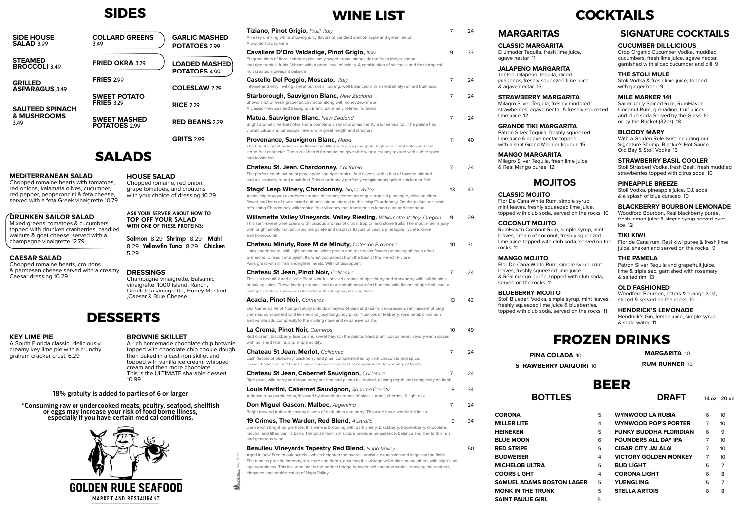# SIDES

**SIDE HOUSE SALAD** 3.99

**STEAMED BROCCOLI** 3.49

**GRILLED ASPARAGUS** 3.49

**SAUTEED SPINACH & MUSHROOMS** 3.49

**COLLARD GREENS** 3.49

**FRIED OKRA** 3.29

**FRIES** 2.99

**SWEET POTATO FRIES** 3.29

**SWEET MASHED POTATOES** 2.99

**GARLIC MASHED POTATOES** 2.99

**LOADED MASHED POTATOES** 4.99

**COLESLAW** 2.29

**RICE** 2.29

**RED BEANS** 2.29

**GRITS** 2.99

# SALADS

**MEDITERRANEAN SALAD**
Chopped romaine hearts with tomatoes, red onions, kalamata olives, cucumber, red pepper, pepperoncini & feta cheese, served with a feta Greek vinaigrette 10.79

**DRUNKEN SAILOR SALAD**
Mixed greens, tomatoes & cucumbers topped with drunken cranberries, candied walnuts & goat cheese, served with a champagne vinaigrette 12.79

**CAESAR SALAD**
Chopped romaine hearts, croutons & parmesan cheese served with a creamy Caesar dressing 10.29

**HOUSE SALAD**
Chopped romaine, red onion, grape tomatoes, and croutons with your choice of dressing 10.29

ASK YOUR SERVER ABOUT HOW TO
**TOP OFF YOUR SALAD**
WITH ONE OF THESE PROTEINS:

**Salmon** 8.29 **Shrimp** 8.29 **Mahi** 8.29 **Yellowfin Tuna** 8.29 **Chicken** 5.29

**DRESSINGS**
Champagne vinaigrette, Balsamic vinaigrette, 1000 Island, Ranch, Greek feta vinaigrette, Honey Mustard ,Caesar & Blue Cheese

# DESSERTS

**KEY LIME PIE**
A South Florida classic...deliciously creamy key lime pie with a crunchy graham cracker crust. 6.29

**BROWNIE SKILLET**
A rich homemade chocolate chip brownie topped with chocolate chip cookie dough then baked in a cast iron skillet and topped with vanilla ice cream, whipped cream and then more chocolate. This is the ULTIMATE sharable dessert 10.99

**18% gratuity is added to parties of 6 or larger**

**\*Consuming raw or undercooked meats, poultry, seafood, shellfish or eggs may increase your risk of food borne illness, especially if you have certain medical conditions.**

GOLDEN RULE SEAFOOD
MARKET AND RESTAURANT

# WINE LIST

| | | |
|---|---|---|
| **Tiziano, Pinot Grigio,** *Fruili, Italy*<br>An easy drinking white showing juicy flavors of candied apricot, apple and green melon. A wonderful day wine | 7 | 24 |
| **Cavaliere D'Oro Valdadige, Pinot Grigio,** *Italy*<br>Fragrant hints of floral cultivate pleasantly sweet aroma alongside the fresh Meyer lemon and ripe tropical fruits. Vibrant with a good level of acidity. A combination of saltiness and fresh tropical fruit creates a pleasant balance | 9 | 33 |
| **Castello Del Poggio, Moscato,** *Italy*<br>Intense and very inviting; sweet but not all boring; well balanced with an extremely refined fruitiness. | 7 | 24 |
| **Starborough, Sauvignon Blanc,** *New Zealand*<br>Shows a lot of fresh grapefruit character along with honeydew melon. A classic New Zealand Sauvignon Blanc. Extremely refined fruitiness | 7 | 24 |
| **Matua, Sauvignon Blanc,** *New Zealand*<br>Bright aromatic herbal notes and a complete array of aromas the style is famous for. The palate has vibrant citrus and pineapple flavors with great length and structure. | 7 | 24 |
| **Provenance, Sauvignon Blanc,** *Napa*<br>The bright vibrant aromas and flavors are filled with juicy pineapple, high-tone floral notes and ripe, stone-fruit character. The partial barrel fermentation gives the wine a creamy texture with subtle spice and toastiness. | 11 | 40 |
| **Chateau St. Jean, Chardonnay,** *California*<br>The perfect combination of pear, apple and ripe tropical fruit flavors, with a hint of toasted almond and a classically round mouthfeel. This chardonnay perfectly complements grilled chicken or fish. | 7 | 24 |
| **Stags' Leap Winery, Chardonnay,** *Napa Valley*<br>An inviting bouquet expresses aromas of creamy lemon meringue, tropical pineapple, delicate elder flower and hints of raw almond nuttiness pique interest in this crisp Chardonnay. On the palate: a classic refreshing Chardonnay with tropical fruit vibrancy that transitions to lemon curd and meringue | 13 | 43 |
| **Willamette Valley Vineyards, Valley Riesling,** *Williamette Valley, Oregon*<br>This semi-sweet wine opens with luscious aromas of citrus, tropical and stone fruits. The mouth-feel is juicy with bright acidity that activates the palate and displays flavors of peach, pineapple, lychee, clove and honeycomb. | 9 | 29 |
| **Chateau Minuty, Rose M de Minuty,** *Cotes de Provence*<br>Juicy and forward, with light nectarine, white peach and rose water flavors bouncing off each other. Grenache, Cinsault and Syrah. It's what you expect from the best of the French Riviera. Pairs great with all fish and lighter meats. Will not disappoint! | 10 | 31 |
| **Chateau St Jean, Pinot Noir,** *California*<br>This is a beautiful and classic Pinot Noir full of vivid aromas of ripe cherry and strawberry with subtle hints of baking spice. These inviting aromas lead to a smooth mouth-feel bursting with flavors of ripe fruit, vanilla and spice notes. This wine is flavorful with a lengthy pleasing finish. | 7 | 24 |
| **Acacia, Pinot Noir,** *Carneros*<br>Our Carneros Pinot Noir gracefully unfolds in layers of dark and red-fruit expression, reminiscent of bing cherries, sun-ripened wild berries and juicy burgundy plum. Nuances of teaberry, rose petal, cinnamon and vanilla add complexity to the inviting nose and expansive palate. | 13 | 43 |
| **La Crema, Pinot Noir,** *Carneros*<br>Red currant, blackberry, licorice and sweet hay. On the palate, black plum, cocoa bean, savory earth spices with polished tannins and ample acidity. | 10 | 49 |
| **Chateau St Jean, Merlot,** *California*<br>Lush flavors of blueberry, blackberry and plum complemented by dark chocolate and spice. Its well-balanced, soft tannins make this wine a perfect accompaniment to a variety of foods. | 7 | 24 |
| **Chateau St Jean, Cabernet Sauvignon,** *California*<br>Ripe plum, wild berry and logan berry are firm and plump full bodied, gaining depth and complexity on finish. | 7 | 24 |
| **Louis Martini, Cabernet Sauvignon,** *Sonoma County*<br>A dense ruby purple color, followed by abundant aromas of black currant, cherries, & light oak. | 9 | 34 |
| **Don Miguel Gascon, Malbec,** *Argentina*<br>Bright forward fruit with creamy flavors of dark plum and berry. This wine has a wonderful finish. | 7 | 24 |
| **19 Crimes, The Warden, Red Blend,** *Australia*<br>Dense with bright purple hues, this wine is brooding with dark cherry, blackberry, boysenberry, chocolate, mocha, and lifted vanilla bean. The plush tannin structure provides persistence, balance and line to this rich and generous wine.. | 9 | 34 |
| **Beaulieu Vineyards Tapestry Red Blend,** *Napa Valley*<br>Aged in new French oak barrels - which heighten the overall aromatic expression and linger on the finish. The tannins provide intensity, structure and depth, ensuring this vintage will outlast many others with significant age-worthiness. This is a wine that is the perfect bridge between old and new world - showing the restraint, elegance and sophistication of Napa Valley. | | 50 |

May 2020

# COCKTAILS

## MARGARITAS

**CLASSIC MARGARITA**
El Jimador Tequila, fresh lime juice, agave nectar 11

**JALAPENO MARGARITA**
Tanteo Jalapeno Tequila, diced jalapenos, freshly squeezed lime juice & agave nectar 13

**STRAWBERRY MARGARITA**
Milagro Silver Tequila, freshly muddled strawberries, agave nectar & freshly squeezed lime juice 12

**GRANDE TIKI MARGARITA**
Patron Silver Tequila, freshly squeezed lime juice & agave nectar topped with a shot Grand Marnier liqueur 15

**MANGO MARGARITA**
Milagro Silver Tequila, fresh lime juice & Réal Mango purée 12

## MOJITOS

**CLASSIC MOJITO**
Flor De Cana White Rum, simple syrup, mint leaves, freshly squeezed lime juice, topped with club soda, served on the rocks 10

**COCONUT MOJITO**
RumHaven Coconut Rum, simple syrup, mint leaves, cream of coconut, freshly squeezed lime juice, topped with club soda, served on the rocks 11

**MANGO MOJITO**
Flor De Cana White Rum, simple syrup, mint leaves, freshly squeezed lime juice & Réal mango purée, topped with club soda, served on the rocks 11

**BLUEBERRY MOJITO**
Stoli Blueberi Vodka, simple syrup, mint leaves, freshly squeezed lime juice & blueberries, topped with club soda, served on the rocks 11

## SIGNATURE COCKTAILS

**CUCUMBER DILL-LICIOUS**
Crop Organic Cucumber Vodka, muddled cucumbers, fresh lime juice, agave nectar, garnished with sliced cucumber and dill 9

**THE STOLI MULE**
Stoli Vodka & fresh lime juice, topped with ginger beer 9

**MILE MARKER 141**
Sailor Jerry Spiced Rum, RumHaven Coconut Rum, grenadine, fruit juices and club soda Served by the Glass 10 or by the Bucket (32oz) 18

**BLOODY MARY**
With a Golden Rule twist including our Signature Shrimp, Blackie's Hot Sauce, Old Bay & Stoli Vodka 13

**STRAWBERRY BASIL COOLER**
Stoli Strasberi Vodka, fresh Basil, fresh muddled strawberries topped with citrus soda 10

**PINEAPPLE BREEZE**
Stoli Vodka, pineapple juice, OJ, soda & a splash of blue curacao 10

**BLACKBERRY BOURBON LEMONADE**
Woodford Bourbon, Real blackberry purée, fresh lemon juice & simple syrup served over ice 12

**TIKI KIWI**
Flor de Cana rum, Real kiwi puree & fresh lime juice, shaken and served on the rocks. 9

**THE PAMELA**
Patron Silver Tequila and grapefruit juice, lime & triple sec, garnished with rosemary & salted rim 13

**OLD FASHIONED**
Woodford Bourbon, bitters & orange zest, stirred & served on the rocks 10

**HENDRICK'S LEMONADE**
Hendrick's Gin, lemon juice, simple syrup & soda water 11

# FROZEN DRINKS

**PINA COLADA** 10

**STRAWBERRY DAIQUIRI** 10

**MARGARITA** 10

**RUM RUNNER** 10

# BEER

## BOTTLES

| | |
|---|---|
| **CORONA** | 5 |
| **MILLER LITE** | 4 |
| **HEINEKEN** | 5 |
| **BLUE MOON** | 6 |
| **RED STRIPE** | 5 |
| **BUDWEISER** | 4 |
| **MICHELOB ULTRA** | 5 |
| **COORS LIGHT** | 4 |
| **SAMUEL ADAMS BOSTON LAGER** | 5 |
| **MONK IN THE TRUNK** | 5 |
| **SAINT PAULIE GIRL** | 5 |

## DRAFT

| | 14 oz | 20 oz |
|---|---|---|
| **WYNWOOD LA RUBIA** | 6 | 10 |
| **WYNWOOD POP'S PORTER** | 7 | 10 |
| **FUNKY BUDDHA FLORIDIAN** | 6 | 9 |
| **FOUNDERS ALL DAY IPA** | 7 | 10 |
| **CIGAR CITY JAI ALAI** | 7 | 10 |
| **VICTORY GOLDEN MONKEY** | 7 | 10 |
| **BUD LIGHT** | 5 | 7 |
| **CORONA LIGHT** | 6 | 8 |
| **YUENGLING** | 5 | 7 |
| **STELLA ARTOIS** | 6 | 8 |